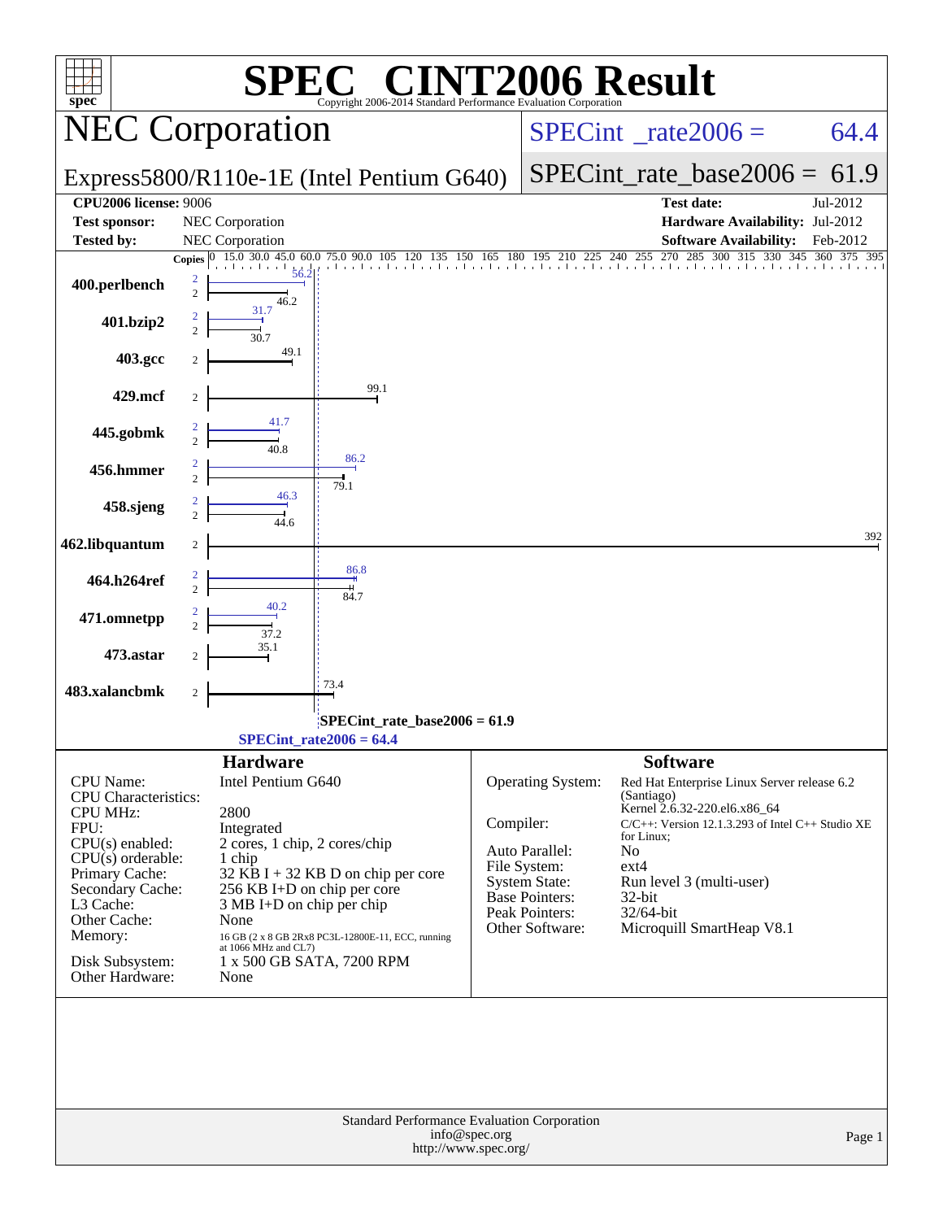# SPEC® CINT2006 Result

Copyright 2006-2014 Standard Performance Evaluation Corporation

## NEC Corporation

**SPECint_rate2006 = 64.4**

Express5800/R110e-1E (Intel Pentium G640)

**SPECint_rate_base2006 = 61.9**

| | | | |
|---|---|---|---|
| **CPU2006 license:** 9006 | | **Test date:** | Jul-2012 |
| **Test sponsor:** | NEC Corporation | **Hardware Availability:** | Jul-2012 |
| **Tested by:** | NEC Corporation | **Software Availability:** | Feb-2012 |

| Benchmark | Copies | Peak | Base |
|---|---|---|---|
| 400.perlbench | 2 | 56.2 | 46.2 |
| 401.bzip2 | 2 | 31.7 | 30.7 |
| 403.gcc | 2 | | 49.1 |
| 429.mcf | 2 | | 99.1 |
| 445.gobmk | 2 | 41.7 | 40.8 |
| 456.hmmer | 2 | 86.2 | 79.1 |
| 458.sjeng | 2 | 46.3 | 44.6 |
| 462.libquantum | 2 | | 392 |
| 464.h264ref | 2 | 86.8 | 84.7 |
| 471.omnetpp | 2 | 40.2 | 37.2 |
| 473.astar | 2 | | 35.1 |
| 483.xalancbmk | 2 | | 73.4 |

SPECint_rate_base2006 = 61.9

SPECint_rate2006 = 64.4

### Hardware

| | |
|---|---|
| CPU Name: | Intel Pentium G640 |
| CPU Characteristics: | |
| CPU MHz: | 2800 |
| FPU: | Integrated |
| CPU(s) enabled: | 2 cores, 1 chip, 2 cores/chip |
| CPU(s) orderable: | 1 chip |
| Primary Cache: | 32 KB I + 32 KB D on chip per core |
| Secondary Cache: | 256 KB I+D on chip per core |
| L3 Cache: | 3 MB I+D on chip per chip |
| Other Cache: | None |
| Memory: | 16 GB (2 x 8 GB 2Rx8 PC3L-12800E-11, ECC, running at 1066 MHz and CL7) |
| Disk Subsystem: | 1 x 500 GB SATA, 7200 RPM |
| Other Hardware: | None |

### Software

| | |
|---|---|
| Operating System: | Red Hat Enterprise Linux Server release 6.2 (Santiago) Kernel 2.6.32-220.el6.x86_64 |
| Compiler: | C/C++: Version 12.1.3.293 of Intel C++ Studio XE for Linux; |
| Auto Parallel: | No |
| File System: | ext4 |
| System State: | Run level 3 (multi-user) |
| Base Pointers: | 32-bit |
| Peak Pointers: | 32/64-bit |
| Other Software: | Microquill SmartHeap V8.1 |

Standard Performance Evaluation Corporation
info@spec.org
http://www.spec.org/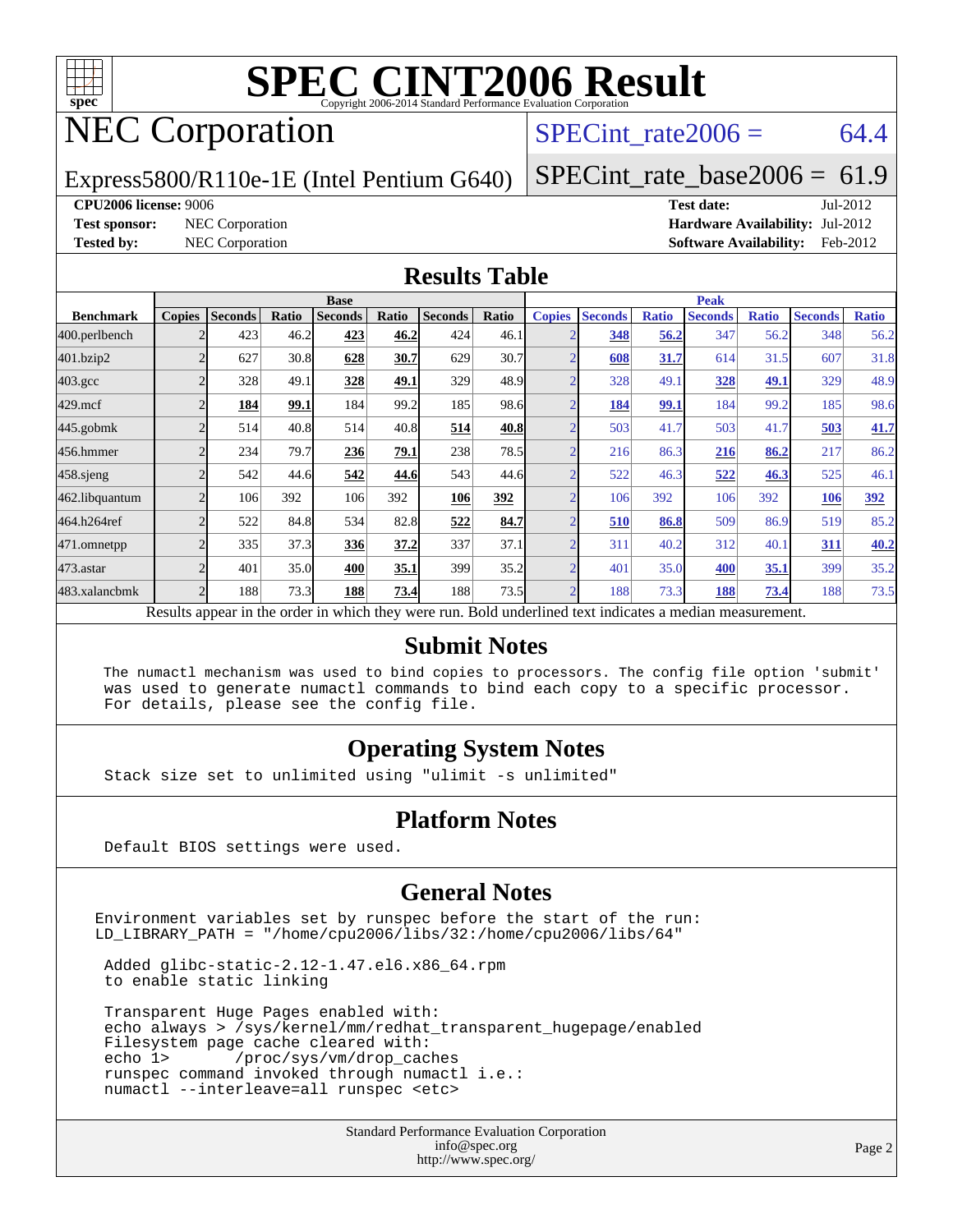# SPEC CINT2006 Result

Copyright 2006-2014 Standard Performance Evaluation Corporation

# NEC Corporation

Express5800/R110e-1E (Intel Pentium G640)

SPECint_rate2006 = 64.4

SPECint_rate_base2006 = 61.9

**CPU2006 license:** 9006

**Test sponsor:** NEC Corporation

**Tested by:** NEC Corporation

**Test date:** Jul-2012

**Hardware Availability:** Jul-2012

**Software Availability:** Feb-2012

## Results Table

| | Base | | | | | | | Peak | | | | | | |
|---|---|---|---|---|---|---|---|---|---|---|---|---|---|---|
| **Benchmark** | **Copies** | **Seconds** | **Ratio** | **Seconds** | **Ratio** | **Seconds** | **Ratio** | **Copies** | **Seconds** | **Ratio** | **Seconds** | **Ratio** | **Seconds** | **Ratio** |
| 400.perlbench | 2 | 423 | 46.2 | **423** | **46.2** | 424 | 46.1 | 2 | **348** | **56.2** | 347 | 56.2 | 348 | 56.2 |
| 401.bzip2 | 2 | 627 | 30.8 | **628** | **30.7** | 629 | 30.7 | 2 | **608** | **31.7** | 614 | 31.5 | 607 | 31.8 |
| 403.gcc | 2 | 328 | 49.1 | **328** | **49.1** | 329 | 48.9 | 2 | 328 | 49.1 | **328** | **49.1** | 329 | 48.9 |
| 429.mcf | 2 | **184** | **99.1** | 184 | 99.2 | 185 | 98.6 | 2 | **184** | **99.1** | 184 | 99.2 | 185 | 98.6 |
| 445.gobmk | 2 | 514 | 40.8 | 514 | 40.8 | **514** | **40.8** | 2 | 503 | 41.7 | 503 | 41.7 | **503** | **41.7** |
| 456.hmmer | 2 | 234 | 79.7 | **236** | **79.1** | 238 | 78.5 | 2 | 216 | 86.3 | **216** | **86.2** | 217 | 86.2 |
| 458.sjeng | 2 | 542 | 44.6 | **542** | **44.6** | 543 | 44.6 | 2 | 522 | 46.3 | **522** | **46.3** | 525 | 46.1 |
| 462.libquantum | 2 | 106 | 392 | 106 | 392 | **106** | **392** | 2 | 106 | 392 | 106 | 392 | **106** | **392** |
| 464.h264ref | 2 | 522 | 84.8 | 534 | 82.8 | **522** | **84.7** | 2 | **510** | **86.8** | 509 | 86.9 | 519 | 85.2 |
| 471.omnetpp | 2 | 335 | 37.3 | **336** | **37.2** | 337 | 37.1 | 2 | 311 | 40.2 | 312 | 40.1 | **311** | **40.2** |
| 473.astar | 2 | 401 | 35.0 | **400** | **35.1** | 399 | 35.2 | 2 | 401 | 35.0 | **400** | **35.1** | 399 | 35.2 |
| 483.xalancbmk | 2 | 188 | 73.3 | **188** | **73.4** | 188 | 73.5 | 2 | 188 | 73.3 | **188** | **73.4** | 188 | 73.5 |

Results appear in the order in which they were run. Bold underlined text indicates a median measurement.

## Submit Notes

```
The numactl mechanism was used to bind copies to processors. The config file option 'submit'
was used to generate numactl commands to bind each copy to a specific processor.
For details, please see the config file.
```

## Operating System Notes

```
Stack size set to unlimited using "ulimit -s unlimited"
```

## Platform Notes

```
Default BIOS settings were used.
```

## General Notes

```
Environment variables set by runspec before the start of the run:
LD_LIBRARY_PATH = "/home/cpu2006/libs/32:/home/cpu2006/libs/64"

 Added glibc-static-2.12-1.47.el6.x86_64.rpm
 to enable static linking

 Transparent Huge Pages enabled with:
 echo always > /sys/kernel/mm/redhat_transparent_hugepage/enabled
 Filesystem page cache cleared with:
 echo 1>       /proc/sys/vm/drop_caches
 runspec command invoked through numactl i.e.:
 numactl --interleave=all runspec <etc>
```

Standard Performance Evaluation Corporation
info@spec.org
http://www.spec.org/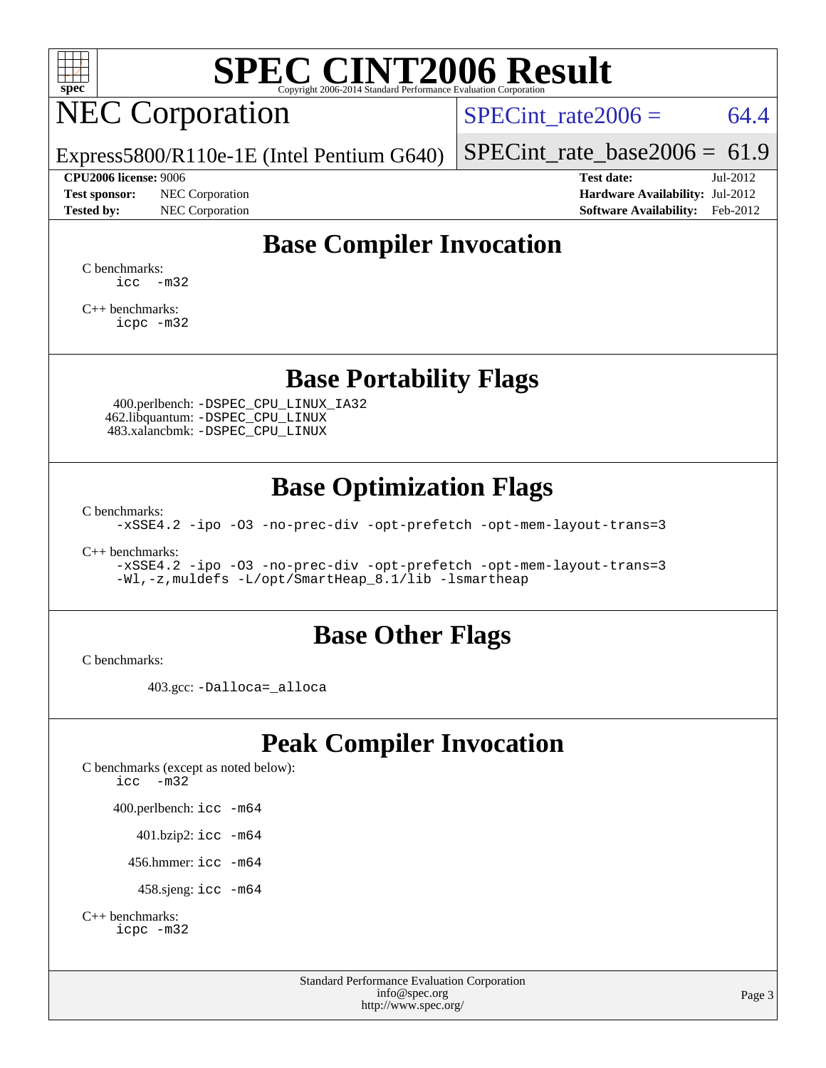# SPEC CINT2006 Result

Copyright 2006-2014 Standard Performance Evaluation Corporation

## NEC Corporation

Express5800/R110e-1E (Intel Pentium G640)

SPECint_rate2006 = 64.4

SPECint_rate_base2006 = 61.9

| | | | |
|---|---|---|---|
| **CPU2006 license:** 9006 | | **Test date:** | Jul-2012 |
| **Test sponsor:** | NEC Corporation | **Hardware Availability:** | Jul-2012 |
| **Tested by:** | NEC Corporation | **Software Availability:** | Feb-2012 |

## Base Compiler Invocation

C benchmarks:

```
icc   -m32
```

C++ benchmarks:

```
icpc -m32
```

## Base Portability Flags

400.perlbench: -DSPEC_CPU_LINUX_IA32
462.libquantum: -DSPEC_CPU_LINUX
483.xalancbmk: -DSPEC_CPU_LINUX

## Base Optimization Flags

C benchmarks:

```
-xSSE4.2 -ipo -O3 -no-prec-div -opt-prefetch -opt-mem-layout-trans=3
```

C++ benchmarks:

```
-xSSE4.2 -ipo -O3 -no-prec-div -opt-prefetch -opt-mem-layout-trans=3
-Wl,-z,muldefs -L/opt/SmartHeap_8.1/lib -lsmartheap
```

## Base Other Flags

C benchmarks:

403.gcc: -Dalloca=_alloca

## Peak Compiler Invocation

C benchmarks (except as noted below):

```
icc   -m32
```

400.perlbench: icc -m64

401.bzip2: icc -m64

456.hmmer: icc -m64

458.sjeng: icc -m64

C++ benchmarks:

```
icpc -m32
```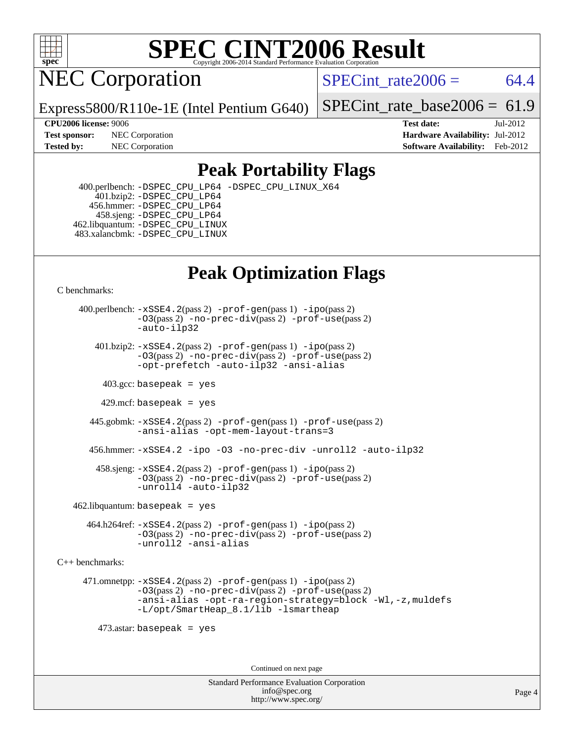# SPEC CINT2006 Result

## NEC Corporation

Express5800/R110e-1E (Intel Pentium G640)

SPECint_rate2006 = 64.4

SPECint_rate_base2006 = 61.9

**CPU2006 license:** 9006
**Test sponsor:** NEC Corporation
**Tested by:** NEC Corporation

**Test date:** Jul-2012
**Hardware Availability:** Jul-2012
**Software Availability:** Feb-2012

## Peak Portability Flags

400.perlbench: `-DSPEC_CPU_LP64 -DSPEC_CPU_LINUX_X64`
401.bzip2: `-DSPEC_CPU_LP64`
456.hmmer: `-DSPEC_CPU_LP64`
458.sjeng: `-DSPEC_CPU_LP64`
462.libquantum: `-DSPEC_CPU_LINUX`
483.xalancbmk: `-DSPEC_CPU_LINUX`

## Peak Optimization Flags

C benchmarks:

400.perlbench: `-xSSE4.2`(pass 2) `-prof-gen`(pass 1) `-ipo`(pass 2) `-O3`(pass 2) `-no-prec-div`(pass 2) `-prof-use`(pass 2) `-auto-ilp32`

401.bzip2: `-xSSE4.2`(pass 2) `-prof-gen`(pass 1) `-ipo`(pass 2) `-O3`(pass 2) `-no-prec-div`(pass 2) `-prof-use`(pass 2) `-opt-prefetch -auto-ilp32 -ansi-alias`

403.gcc: `basepeak = yes`

429.mcf: `basepeak = yes`

445.gobmk: `-xSSE4.2`(pass 2) `-prof-gen`(pass 1) `-prof-use`(pass 2) `-ansi-alias -opt-mem-layout-trans=3`

456.hmmer: `-xSSE4.2 -ipo -O3 -no-prec-div -unroll2 -auto-ilp32`

458.sjeng: `-xSSE4.2`(pass 2) `-prof-gen`(pass 1) `-ipo`(pass 2) `-O3`(pass 2) `-no-prec-div`(pass 2) `-prof-use`(pass 2) `-unroll4 -auto-ilp32`

462.libquantum: `basepeak = yes`

464.h264ref: `-xSSE4.2`(pass 2) `-prof-gen`(pass 1) `-ipo`(pass 2) `-O3`(pass 2) `-no-prec-div`(pass 2) `-prof-use`(pass 2) `-unroll2 -ansi-alias`

C++ benchmarks:

471.omnetpp: `-xSSE4.2`(pass 2) `-prof-gen`(pass 1) `-ipo`(pass 2) `-O3`(pass 2) `-no-prec-div`(pass 2) `-prof-use`(pass 2) `-ansi-alias -opt-ra-region-strategy=block -Wl,-z,muldefs -L/opt/SmartHeap_8.1/lib -lsmartheap`

473.astar: `basepeak = yes`

Continued on next page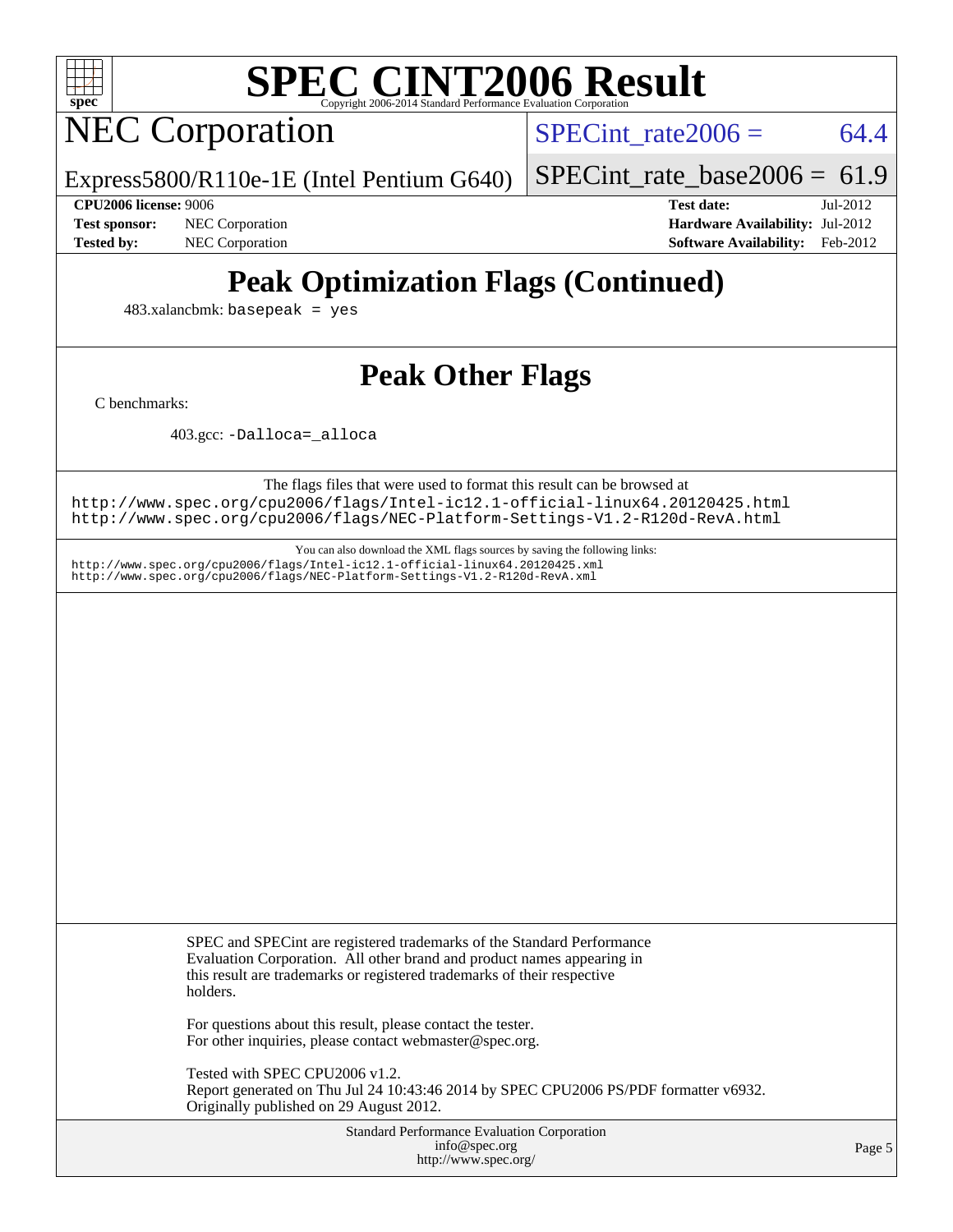# SPEC CINT2006 Result

Copyright 2006-2014 Standard Performance Evaluation Corporation

## NEC Corporation

Express5800/R110e-1E (Intel Pentium G640)

SPECint_rate2006 = 64.4

SPECint_rate_base2006 = 61.9

**CPU2006 license:** 9006
**Test sponsor:** NEC Corporation
**Tested by:** NEC Corporation

**Test date:** Jul-2012
**Hardware Availability:** Jul-2012
**Software Availability:** Feb-2012

## Peak Optimization Flags (Continued)

483.xalancbmk: `basepeak = yes`

## Peak Other Flags

C benchmarks:

403.gcc: `-Dalloca=_alloca`

The flags files that were used to format this result can be browsed at
http://www.spec.org/cpu2006/flags/Intel-ic12.1-official-linux64.20120425.html
http://www.spec.org/cpu2006/flags/NEC-Platform-Settings-V1.2-R120d-RevA.html

You can also download the XML flags sources by saving the following links:
http://www.spec.org/cpu2006/flags/Intel-ic12.1-official-linux64.20120425.xml
http://www.spec.org/cpu2006/flags/NEC-Platform-Settings-V1.2-R120d-RevA.xml

SPEC and SPECint are registered trademarks of the Standard Performance Evaluation Corporation. All other brand and product names appearing in this result are trademarks or registered trademarks of their respective holders.

For questions about this result, please contact the tester.
For other inquiries, please contact webmaster@spec.org.

Tested with SPEC CPU2006 v1.2.
Report generated on Thu Jul 24 10:43:46 2014 by SPEC CPU2006 PS/PDF formatter v6932.
Originally published on 29 August 2012.

Standard Performance Evaluation Corporation
info@spec.org
http://www.spec.org/